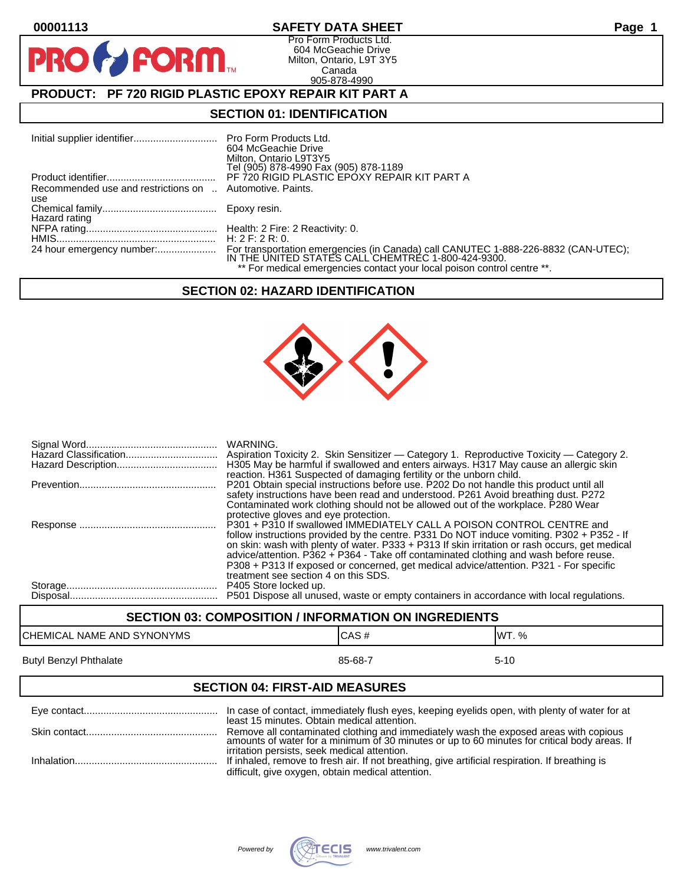# SAFETY DATA SHEET

00001113

Pro Form Products Ltd.
604 McGeachie Drive
Milton, Ontario, L9T 3Y5
Canada
905-878-4990

## PRODUCT: PF 720 RIGID PLASTIC EPOXY REPAIR KIT PART A

## SECTION 01: IDENTIFICATION

| | |
|---|---|
| Initial supplier identifier | Pro Form Products Ltd.<br>604 McGeachie Drive<br>Milton, Ontario L9T3Y5<br>Tel (905) 878-4990 Fax (905) 878-1189 |
| Product identifier | PF 720 RIGID PLASTIC EPOXY REPAIR KIT PART A |
| Recommended use and restrictions on use | Automotive. Paints. |
| Chemical family | Epoxy resin. |
| Hazard rating | |
| NFPA rating | Health: 2 Fire: 2 Reactivity: 0. |
| HMIS | H: 2 F: 2 R: 0. |
| 24 hour emergency number: | For transportation emergencies (in Canada) call CANUTEC 1-888-226-8832 (CAN-UTEC); IN THE UNITED STATES CALL CHEMTREC 1-800-424-9300.<br>** For medical emergencies contact your local poison control centre **. |

## SECTION 02: HAZARD IDENTIFICATION

| | |
|---|---|
| Signal Word | WARNING. |
| Hazard Classification | Aspiration Toxicity 2. Skin Sensitizer — Category 1. Reproductive Toxicity — Category 2. |
| Hazard Description | H305 May be harmful if swallowed and enters airways. H317 May cause an allergic skin reaction. H361 Suspected of damaging fertility or the unborn child. |
| Prevention | P201 Obtain special instructions before use. P202 Do not handle this product until all safety instructions have been read and understood. P261 Avoid breathing dust. P272 Contaminated work clothing should not be allowed out of the workplace. P280 Wear protective gloves and eye protection. |
| Response | P301 + P310 If swallowed IMMEDIATELY CALL A POISON CONTROL CENTRE and follow instructions provided by the centre. P331 Do NOT induce vomiting. P302 + P352 - If on skin: wash with plenty of water. P333 + P313 If skin irritation or rash occurs, get medical advice/attention. P362 + P364 - Take off contaminated clothing and wash before reuse. P308 + P313 If exposed or concerned, get medical advice/attention. P321 - For specific treatment see section 4 on this SDS. |
| Storage | P405 Store locked up. |
| Disposal | P501 Dispose all unused, waste or empty containers in accordance with local regulations. |

## SECTION 03: COMPOSITION / INFORMATION ON INGREDIENTS

| CHEMICAL NAME AND SYNONYMS | CAS # | WT. % |
|---|---|---|
| Butyl Benzyl Phthalate | 85-68-7 | 5-10 |

## SECTION 04: FIRST-AID MEASURES

| | |
|---|---|
| Eye contact | In case of contact, immediately flush eyes, keeping eyelids open, with plenty of water for at least 15 minutes. Obtain medical attention. |
| Skin contact | Remove all contaminated clothing and immediately wash the exposed areas with copious amounts of water for a minimum of 30 minutes or up to 60 minutes for critical body areas. If irritation persists, seek medical attention. |
| Inhalation | If inhaled, remove to fresh air. If not breathing, give artificial respiration. If breathing is difficult, give oxygen, obtain medical attention. |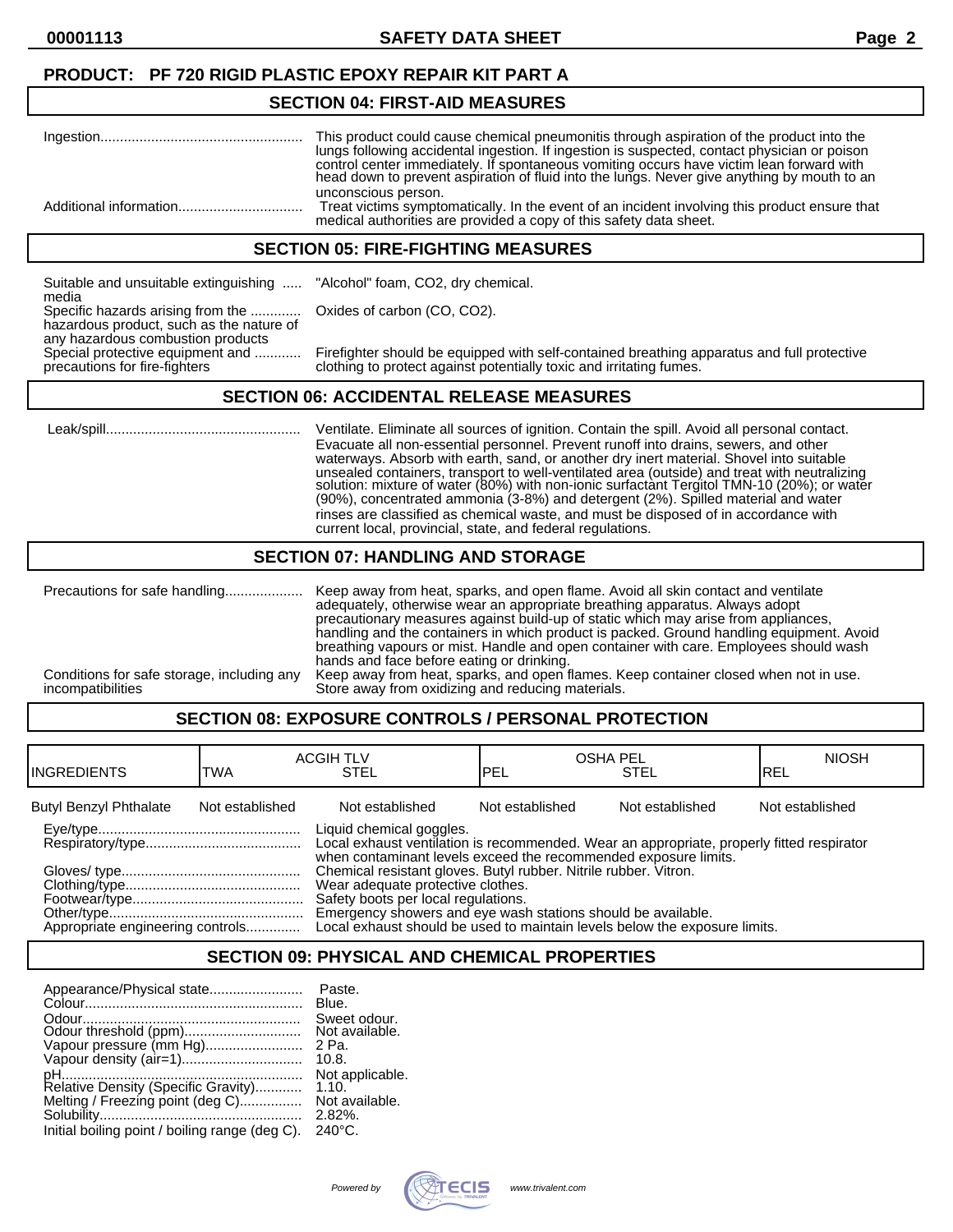**PRODUCT: PF 720 RIGID PLASTIC EPOXY REPAIR KIT PART A**

## SECTION 04: FIRST-AID MEASURES

Ingestion................................................... This product could cause chemical pneumonitis through aspiration of the product into the lungs following accidental ingestion. If ingestion is suspected, contact physician or poison control center immediately. If spontaneous vomiting occurs have victim lean forward with head down to prevent aspiration of fluid into the lungs. Never give anything by mouth to an unconscious person.

Additional information................................ Treat victims symptomatically. In the event of an incident involving this product ensure that medical authorities are provided a copy of this safety data sheet.

## SECTION 05: FIRE-FIGHTING MEASURES

Suitable and unsuitable extinguishing ..... media: "Alcohol" foam, $CO_2$, dry chemical.

Specific hazards arising from the ............. hazardous product, such as the nature of any hazardous combustion products: Oxides of carbon (CO, $CO_2$).

Special protective equipment and ............ precautions for fire-fighters: Firefighter should be equipped with self-contained breathing apparatus and full protective clothing to protect against potentially toxic and irritating fumes.

## SECTION 06: ACCIDENTAL RELEASE MEASURES

Leak/spill.................................................. Ventilate. Eliminate all sources of ignition. Contain the spill. Avoid all personal contact. Evacuate all non-essential personnel. Prevent runoff into drains, sewers, and other waterways. Absorb with earth, sand, or another dry inert material. Shovel into suitable unsealed containers, transport to well-ventilated area (outside) and treat with neutralizing solution: mixture of water (80%) with non-ionic surfactant Tergitol TMN-10 (20%); or water (90%), concentrated ammonia (3-8%) and detergent (2%). Spilled material and water rinses are classified as chemical waste, and must be disposed of in accordance with current local, provincial, state, and federal regulations.

## SECTION 07: HANDLING AND STORAGE

Precautions for safe handling.................... Keep away from heat, sparks, and open flame. Avoid all skin contact and ventilate adequately, otherwise wear an appropriate breathing apparatus. Always adopt precautionary measures against build-up of static which may arise from appliances, handling and the containers in which product is packed. Ground handling equipment. Avoid breathing vapours or mist. Handle and open container with care. Employees should wash hands and face before eating or drinking.

Conditions for safe storage, including any incompatibilities: Keep away from heat, sparks, and open flames. Keep container closed when not in use. Store away from oxidizing and reducing materials.

## SECTION 08: EXPOSURE CONTROLS / PERSONAL PROTECTION

| INGREDIENTS | ACGIH TLV TWA | ACGIH TLV STEL | OSHA PEL PEL | OSHA PEL STEL | NIOSH REL |
|---|---|---|---|---|---|
| Butyl Benzyl Phthalate | Not established | Not established | Not established | Not established | Not established |

Eye/type.................................................... Liquid chemical goggles.

Respiratory/type........................................ Local exhaust ventilation is recommended. Wear an appropriate, properly fitted respirator when contaminant levels exceed the recommended exposure limits.

Gloves/ type.............................................. Chemical resistant gloves. Butyl rubber. Nitrile rubber. Vitron.

Clothing/type............................................. Wear adequate protective clothes.

Footwear/type............................................ Safety boots per local regulations.

Other/type.................................................. Emergency showers and eye wash stations should be available.

Appropriate engineering controls.............. Local exhaust should be used to maintain levels below the exposure limits.

## SECTION 09: PHYSICAL AND CHEMICAL PROPERTIES

Appearance/Physical state........................ Paste.
Colour........................................................ Blue.
Odour......................................................... Sweet odour.
Odour threshold (ppm).............................. Not available.
Vapour pressure (mm Hg)......................... 2 Pa.
Vapour density (air=1)............................... 10.8.
pH.............................................................. Not applicable.
Relative Density (Specific Gravity)............ 1.10.
Melting / Freezing point (deg C)................ Not available.
Solubility.................................................... 2.82%.
Initial boiling point / boiling range (deg C). 240°C.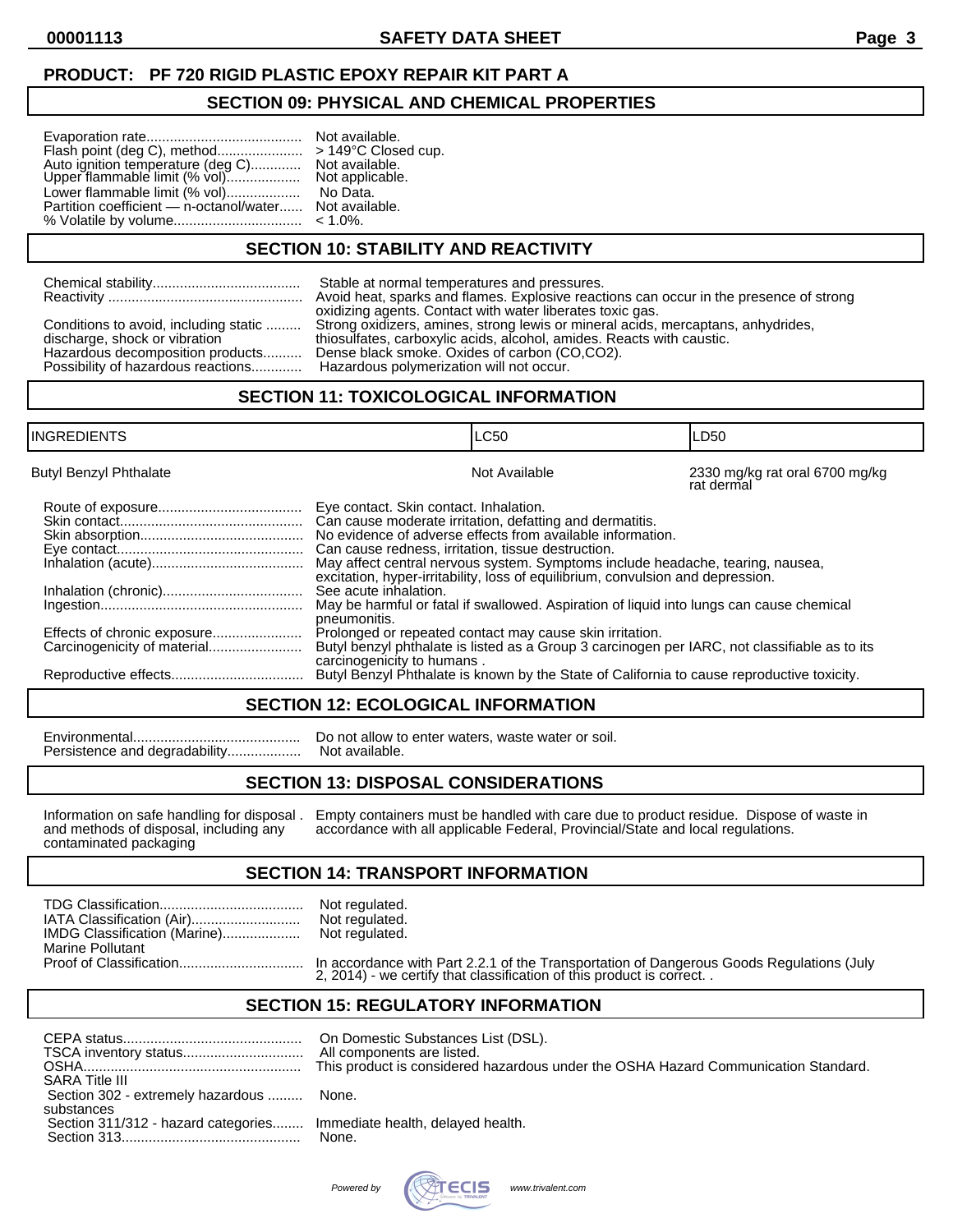**PRODUCT: PF 720 RIGID PLASTIC EPOXY REPAIR KIT PART A**

## SECTION 09: PHYSICAL AND CHEMICAL PROPERTIES

Evaporation rate........................................ Not available.
Flash point (deg C), method...................... > 149°C Closed cup.
Auto ignition temperature (deg C)............. Not available.
Upper flammable limit (% vol).................. Not applicable.
Lower flammable limit (% vol).................. No Data.
Partition coefficient — n-octanol/water...... Not available.
% Volatile by volume................................ < 1.0%.

## SECTION 10: STABILITY AND REACTIVITY

Chemical stability...................................... Stable at normal temperatures and pressures.
Reactivity .................................................. Avoid heat, sparks and flames. Explosive reactions can occur in the presence of strong oxidizing agents. Contact with water liberates toxic gas.
Conditions to avoid, including static discharge, shock or vibration ......... Strong oxidizers, amines, strong lewis or mineral acids, mercaptans, anhydrides, thiosulfates, carboxylic acids, alcohol, amides. Reacts with caustic.
Hazardous decomposition products.......... Dense black smoke. Oxides of carbon ($CO$,$CO_2$).
Possibility of hazardous reactions............. Hazardous polymerization will not occur.

## SECTION 11: TOXICOLOGICAL INFORMATION

| INGREDIENTS | LC50 | LD50 |
|---|---|---|
| Butyl Benzyl Phthalate | Not Available | 2330 mg/kg rat oral 6700 mg/kg rat dermal |

Route of exposure.................................... Eye contact. Skin contact. Inhalation.
Skin contact.............................................. Can cause moderate irritation, defatting and dermatitis.
Skin absorption......................................... No evidence of adverse effects from available information.
Eye contact................................................ Can cause redness, irritation, tissue destruction.
Inhalation (acute)...................................... May affect central nervous system. Symptoms include headache, tearing, nausea, excitation, hyper-irritability, loss of equilibrium, convulsion and depression.
Inhalation (chronic)................................... See acute inhalation.
Ingestion................................................... May be harmful or fatal if swallowed. Aspiration of liquid into lungs can cause chemical pneumonitis.
Effects of chronic exposure....................... Prolonged or repeated contact may cause skin irritation.
Carcinogenicity of material........................ Butyl benzyl phthalate is listed as a Group 3 carcinogen per IARC, not classifiable as to its carcinogenicity to humans .
Reproductive effects................................. Butyl Benzyl Phthalate is known by the State of California to cause reproductive toxicity.

## SECTION 12: ECOLOGICAL INFORMATION

Environmental.......................................... Do not allow to enter waters, waste water or soil.
Persistence and degradability................... Not available.

## SECTION 13: DISPOSAL CONSIDERATIONS

Information on safe handling for disposal and methods of disposal, including any contaminated packaging . Empty containers must be handled with care due to product residue. Dispose of waste in accordance with all applicable Federal, Provincial/State and local regulations.

## SECTION 14: TRANSPORT INFORMATION

TDG Classification.................................... Not regulated.
IATA Classification (Air)........................... Not regulated.
IMDG Classification (Marine).................... Not regulated.
Marine Pollutant
Proof of Classification................................ In accordance with Part 2.2.1 of the Transportation of Dangerous Goods Regulations (July 2, 2014) - we certify that classification of this product is correct. .

## SECTION 15: REGULATORY INFORMATION

CEPA status.............................................. On Domestic Substances List (DSL).
TSCA inventory status............................... All components are listed.
OSHA........................................................ This product is considered hazardous under the OSHA Hazard Communication Standard.
SARA Title III
Section 302 - extremely hazardous substances ......... None.
Section 311/312 - hazard categories........ Immediate health, delayed health.
Section 313............................................. None.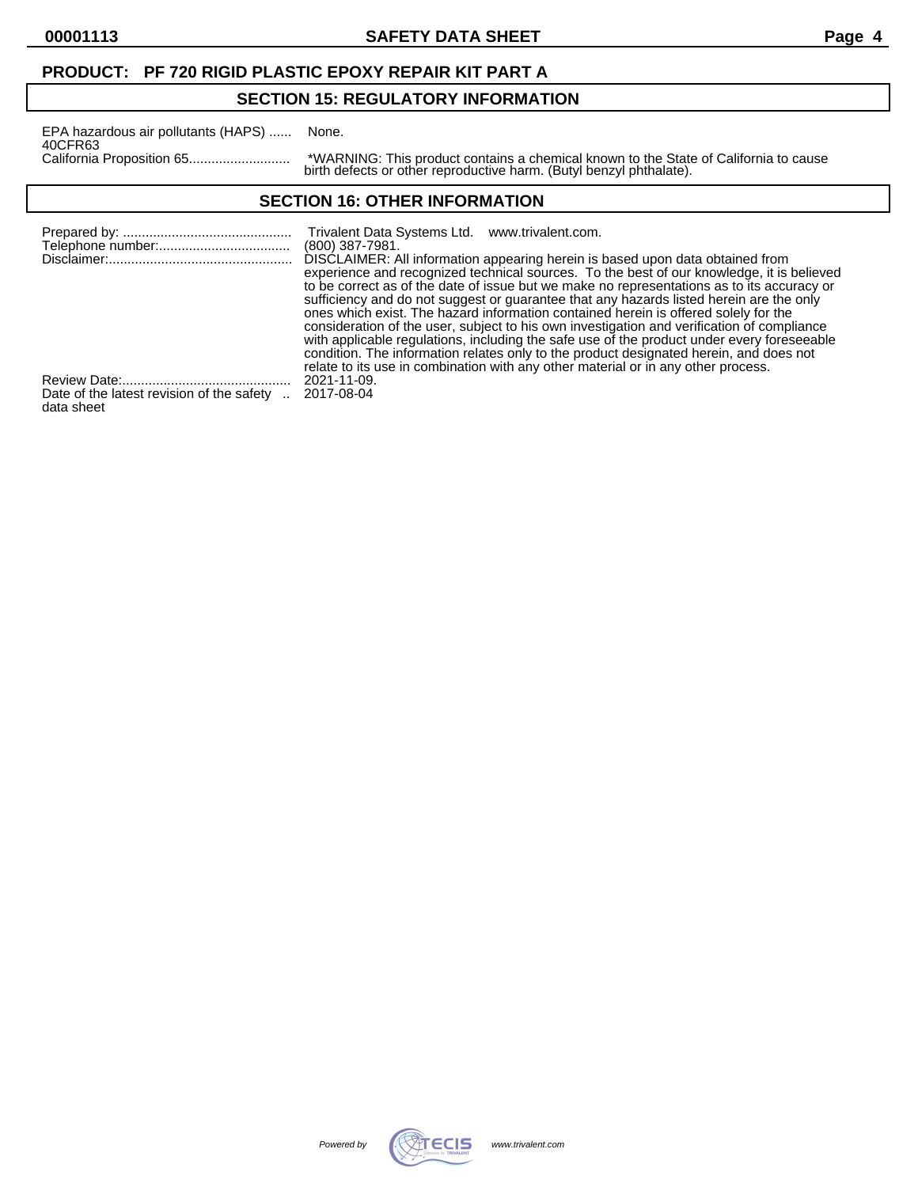**PRODUCT: PF 720 RIGID PLASTIC EPOXY REPAIR KIT PART A**

## SECTION 15: REGULATORY INFORMATION

EPA hazardous air pollutants (HAPS) 40CFR63 ...... None.

California Proposition 65........................... *WARNING: This product contains a chemical known to the State of California to cause birth defects or other reproductive harm. (Butyl benzyl phthalate).

## SECTION 16: OTHER INFORMATION

Prepared by: ............................................. Trivalent Data Systems Ltd. www.trivalent.com.

Telephone number:.................................... (800) 387-7981.

Disclaimer:................................................. DISCLAIMER: All information appearing herein is based upon data obtained from experience and recognized technical sources. To the best of our knowledge, it is believed to be correct as of the date of issue but we make no representations as to its accuracy or sufficiency and do not suggest or guarantee that any hazards listed herein are the only ones which exist. The hazard information contained herein is offered solely for the consideration of the user, subject to his own investigation and verification of compliance with applicable regulations, including the safe use of the product under every foreseeable condition. The information relates only to the product designated herein, and does not relate to its use in combination with any other material or in any other process.

Review Date:............................................. 2021-11-09.

Date of the latest revision of the safety data sheet .. 2017-08-04

*Powered by* TECIS *www.trivalent.com*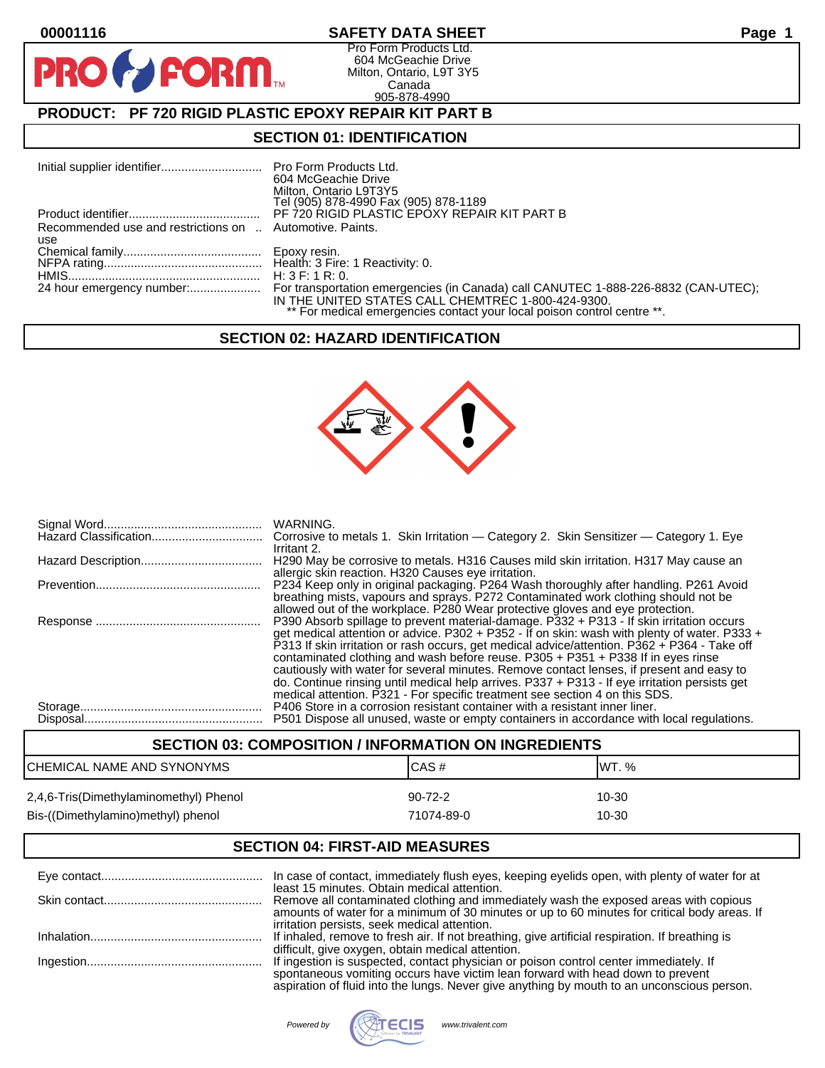00001116 **SAFETY DATA SHEET**

Pro Form Products Ltd.
604 McGeachie Drive
Milton, Ontario, L9T 3Y5
Canada
905-878-4990

## PRODUCT: PF 720 RIGID PLASTIC EPOXY REPAIR KIT PART B

## SECTION 01: IDENTIFICATION

| | |
|---|---|
| Initial supplier identifier | Pro Form Products Ltd. 604 McGeachie Drive Milton, Ontario L9T3Y5 Tel (905) 878-4990 Fax (905) 878-1189 |
| Product identifier | PF 720 RIGID PLASTIC EPOXY REPAIR KIT PART B |
| Recommended use and restrictions on use | Automotive. Paints. |
| Chemical family | Epoxy resin. |
| NFPA rating | Health: 3 Fire: 1 Reactivity: 0. |
| HMIS | H: 3 F: 1 R: 0. |
| 24 hour emergency number: | For transportation emergencies (in Canada) call CANUTEC 1-888-226-8832 (CAN-UTEC); IN THE UNITED STATES CALL CHEMTREC 1-800-424-9300. ** For medical emergencies contact your local poison control centre **. |

## SECTION 02: HAZARD IDENTIFICATION

| | |
|---|---|
| Signal Word | WARNING. |
| Hazard Classification | Corrosive to metals 1. Skin Irritation — Category 2. Skin Sensitizer — Category 1. Eye Irritant 2. |
| Hazard Description | H290 May be corrosive to metals. H316 Causes mild skin irritation. H317 May cause an allergic skin reaction. H320 Causes eye irritation. |
| Prevention | P234 Keep only in original packaging. P264 Wash thoroughly after handling. P261 Avoid breathing mists, vapours and sprays. P272 Contaminated work clothing should not be allowed out of the workplace. P280 Wear protective gloves and eye protection. |
| Response | P390 Absorb spillage to prevent material-damage. P332 + P313 - If skin irritation occurs get medical attention or advice. P302 + P352 - If on skin: wash with plenty of water. P333 + P313 If skin irritation or rash occurs, get medical advice/attention. P362 + P364 - Take off contaminated clothing and wash before reuse. P305 + P351 + P338 If in eyes rinse cautiously with water for several minutes. Remove contact lenses, if present and easy to do. Continue rinsing until medical help arrives. P337 + P313 - If eye irritation persists get medical attention. P321 - For specific treatment see section 4 on this SDS. |
| Storage | P406 Store in a corrosion resistant container with a resistant inner liner. |
| Disposal | P501 Dispose all unused, waste or empty containers in accordance with local regulations. |

## SECTION 03: COMPOSITION / INFORMATION ON INGREDIENTS

| CHEMICAL NAME AND SYNONYMS | CAS # | WT. % |
|---|---|---|
| 2,4,6-Tris(Dimethylaminomethyl) Phenol | 90-72-2 | 10-30 |
| Bis-((Dimethylamino)methyl) phenol | 71074-89-0 | 10-30 |

## SECTION 04: FIRST-AID MEASURES

| | |
|---|---|
| Eye contact | In case of contact, immediately flush eyes, keeping eyelids open, with plenty of water for at least 15 minutes. Obtain medical attention. |
| Skin contact | Remove all contaminated clothing and immediately wash the exposed areas with copious amounts of water for a minimum of 30 minutes or up to 60 minutes for critical body areas. If irritation persists, seek medical attention. |
| Inhalation | If inhaled, remove to fresh air. If not breathing, give artificial respiration. If breathing is difficult, give oxygen, obtain medical attention. |
| Ingestion | If ingestion is suspected, contact physician or poison control center immediately. If spontaneous vomiting occurs have victim lean forward with head down to prevent aspiration of fluid into the lungs. Never give anything by mouth to an unconscious person. |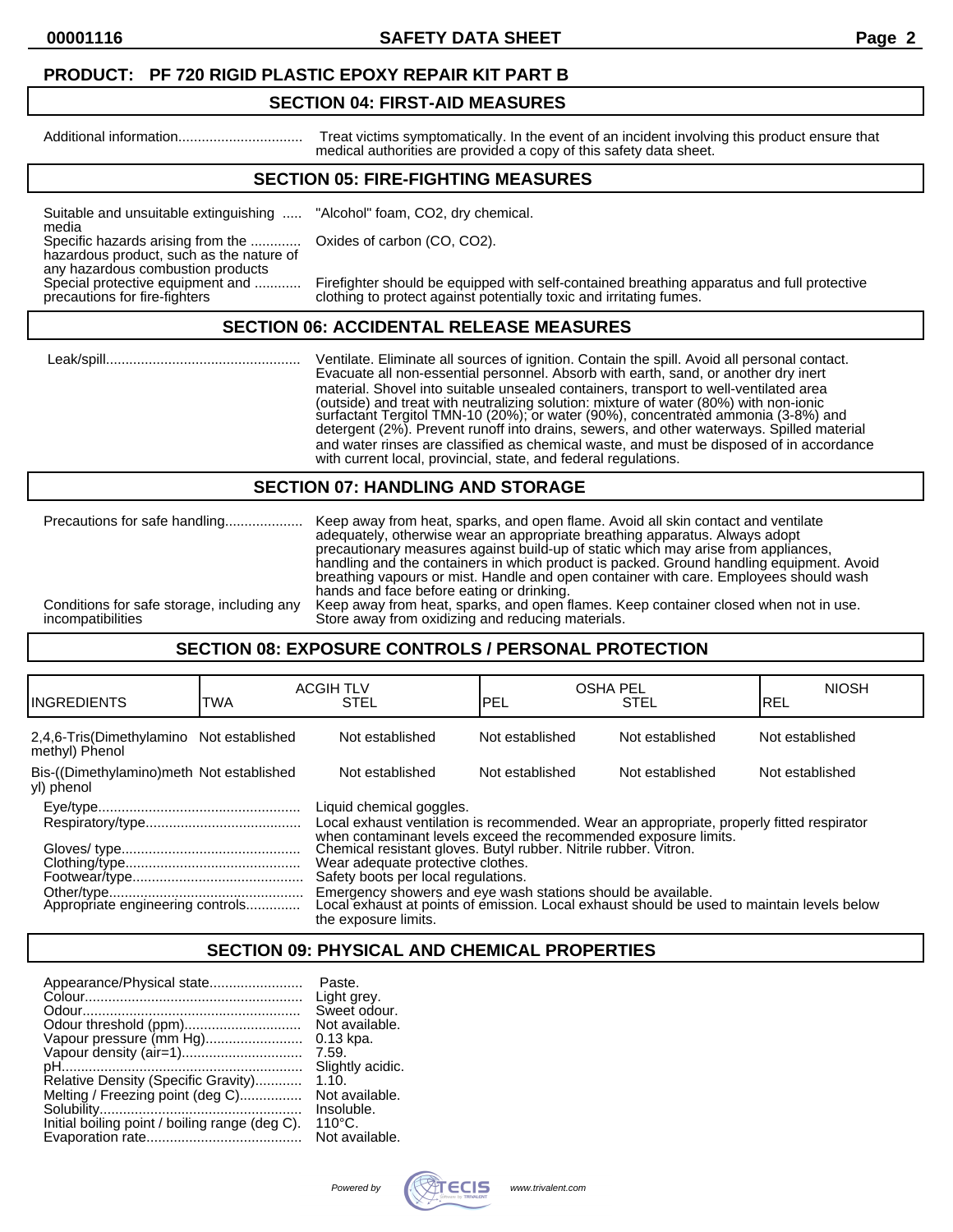**PRODUCT: PF 720 RIGID PLASTIC EPOXY REPAIR KIT PART B**

## SECTION 04: FIRST-AID MEASURES

Additional information................................ Treat victims symptomatically. In the event of an incident involving this product ensure that medical authorities are provided a copy of this safety data sheet.

## SECTION 05: FIRE-FIGHTING MEASURES

Suitable and unsuitable extinguishing media ..... "Alcohol" foam, $CO_2$, dry chemical.

Specific hazards arising from the hazardous product, such as the nature of any hazardous combustion products ............ Oxides of carbon (CO, $CO_2$).

Special protective equipment and precautions for fire-fighters ............ Firefighter should be equipped with self-contained breathing apparatus and full protective clothing to protect against potentially toxic and irritating fumes.

## SECTION 06: ACCIDENTAL RELEASE MEASURES

Leak/spill.................................................. Ventilate. Eliminate all sources of ignition. Contain the spill. Avoid all personal contact. Evacuate all non-essential personnel. Absorb with earth, sand, or another dry inert material. Shovel into suitable unsealed containers, transport to well-ventilated area (outside) and treat with neutralizing solution: mixture of water (80%) with non-ionic surfactant Tergitol TMN-10 (20%); or water (90%), concentrated ammonia (3-8%) and detergent (2%). Prevent runoff into drains, sewers, and other waterways. Spilled material and water rinses are classified as chemical waste, and must be disposed of in accordance with current local, provincial, state, and federal regulations.

## SECTION 07: HANDLING AND STORAGE

Precautions for safe handling.................... Keep away from heat, sparks, and open flame. Avoid all skin contact and ventilate adequately, otherwise wear an appropriate breathing apparatus. Always adopt precautionary measures against build-up of static which may arise from appliances, handling and the containers in which product is packed. Ground handling equipment. Avoid breathing vapours or mist. Handle and open container with care. Employees should wash hands and face before eating or drinking.

Conditions for safe storage, including any incompatibilities Keep away from heat, sparks, and open flames. Keep container closed when not in use. Store away from oxidizing and reducing materials.

## SECTION 08: EXPOSURE CONTROLS / PERSONAL PROTECTION

| INGREDIENTS | ACGIH TLV TWA | ACGIH TLV STEL | OSHA PEL PEL | OSHA PEL STEL | NIOSH REL |
|---|---|---|---|---|---|
| 2,4,6-Tris(Dimethylamino methyl) Phenol | Not established | Not established | Not established | Not established | Not established |
| Bis-((Dimethylamino)methyl) phenol | Not established | Not established | Not established | Not established | Not established |

Eye/type.................................................... Liquid chemical goggles.

Respiratory/type........................................ Local exhaust ventilation is recommended. Wear an appropriate, properly fitted respirator when contaminant levels exceed the recommended exposure limits.

Gloves/ type.............................................. Chemical resistant gloves. Butyl rubber. Nitrile rubber. Vitron.

Clothing/type............................................. Wear adequate protective clothes.

Footwear/type............................................ Safety boots per local regulations.

Other/type.................................................. Emergency showers and eye wash stations should be available.

Appropriate engineering controls.............. Local exhaust at points of emission. Local exhaust should be used to maintain levels below the exposure limits.

## SECTION 09: PHYSICAL AND CHEMICAL PROPERTIES

Appearance/Physical state........................ Paste.
Colour........................................................ Light grey.
Odour........................................................ Sweet odour.
Odour threshold (ppm).............................. Not available.
Vapour pressure (mm Hg)......................... 0.13 kpa.
Vapour density (air=1)............................... 7.59.
pH.............................................................. Slightly acidic.
Relative Density (Specific Gravity)............ 1.10.
Melting / Freezing point (deg C)................ Not available.
Solubility.................................................... Insoluble.
Initial boiling point / boiling range (deg C). 110°C.
Evaporation rate........................................ Not available.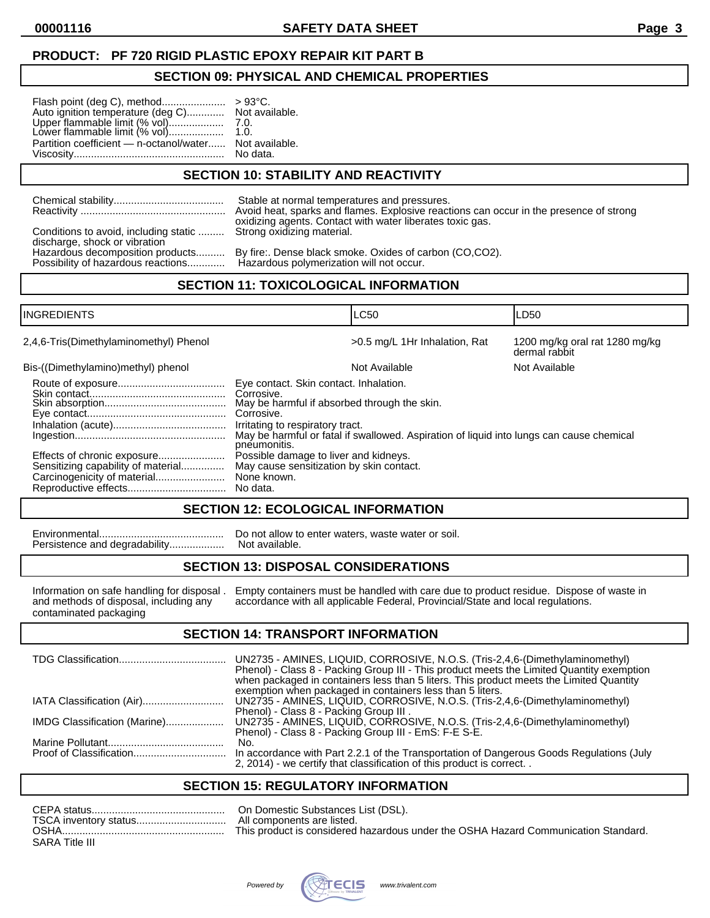**PRODUCT: PF 720 RIGID PLASTIC EPOXY REPAIR KIT PART B**

## SECTION 09: PHYSICAL AND CHEMICAL PROPERTIES

Flash point (deg C), method...................... > 93°C.
Auto ignition temperature (deg C)............. Not available.
Upper flammable limit (% vol)................... 7.0.
Lower flammable limit (% vol)................... 1.0.
Partition coefficient — n-octanol/water...... Not available.
Viscosity................................................... No data.

## SECTION 10: STABILITY AND REACTIVITY

Chemical stability...................................... Stable at normal temperatures and pressures.
Reactivity .................................................. Avoid heat, sparks and flames. Explosive reactions can occur in the presence of strong oxidizing agents. Contact with water liberates toxic gas.
Conditions to avoid, including static discharge, shock or vibration ......... Strong oxidizing material.
Hazardous decomposition products.......... By fire:. Dense black smoke. Oxides of carbon (CO,CO2).
Possibility of hazardous reactions............. Hazardous polymerization will not occur.

## SECTION 11: TOXICOLOGICAL INFORMATION

| INGREDIENTS | LC50 | LD50 |
|---|---|---|
| 2,4,6-Tris(Dimethylaminomethyl) Phenol | >0.5 mg/L 1Hr Inhalation, Rat | 1200 mg/kg oral rat 1280 mg/kg dermal rabbit |
| Bis-((Dimethylamino)methyl) phenol | Not Available | Not Available |

Route of exposure..................................... Eye contact. Skin contact. Inhalation.
Skin contact............................................... Corrosive.
Skin absorption.......................................... May be harmful if absorbed through the skin.
Eye contact................................................ Corrosive.
Inhalation (acute)....................................... Irritating to respiratory tract.
Ingestion.................................................... May be harmful or fatal if swallowed. Aspiration of liquid into lungs can cause chemical pneumonitis.
Effects of chronic exposure....................... Possible damage to liver and kidneys.
Sensitizing capability of material............... May cause sensitization by skin contact.
Carcinogenicity of material........................ None known.
Reproductive effects.................................. No data.

## SECTION 12: ECOLOGICAL INFORMATION

Environmental........................................... Do not allow to enter waters, waste water or soil.
Persistence and degradability................... Not available.

## SECTION 13: DISPOSAL CONSIDERATIONS

Information on safe handling for disposal and methods of disposal, including any contaminated packaging . Empty containers must be handled with care due to product residue. Dispose of waste in accordance with all applicable Federal, Provincial/State and local regulations.

## SECTION 14: TRANSPORT INFORMATION

TDG Classification..................................... UN2735 - AMINES, LIQUID, CORROSIVE, N.O.S. (Tris-2,4,6-(Dimethylaminomethyl) Phenol) - Class 8 - Packing Group III - This product meets the Limited Quantity exemption when packaged in containers less than 5 liters. This product meets the Limited Quantity exemption when packaged in containers less than 5 liters.
IATA Classification (Air)............................ UN2735 - AMINES, LIQUID, CORROSIVE, N.O.S. (Tris-2,4,6-(Dimethylaminomethyl) Phenol) - Class 8 - Packing Group III .
IMDG Classification (Marine).................... UN2735 - AMINES, LIQUID, CORROSIVE, N.O.S. (Tris-2,4,6-(Dimethylaminomethyl) Phenol) - Class 8 - Packing Group III - EmS: F-E S-E.
Marine Pollutant......................................... No.
Proof of Classification................................ In accordance with Part 2.2.1 of the Transportation of Dangerous Goods Regulations (July 2, 2014) - we certify that classification of this product is correct. .

## SECTION 15: REGULATORY INFORMATION

CEPA status............................................... On Domestic Substances List (DSL).
TSCA inventory status............................... All components are listed.
OSHA......................................................... This product is considered hazardous under the OSHA Hazard Communication Standard.
SARA Title III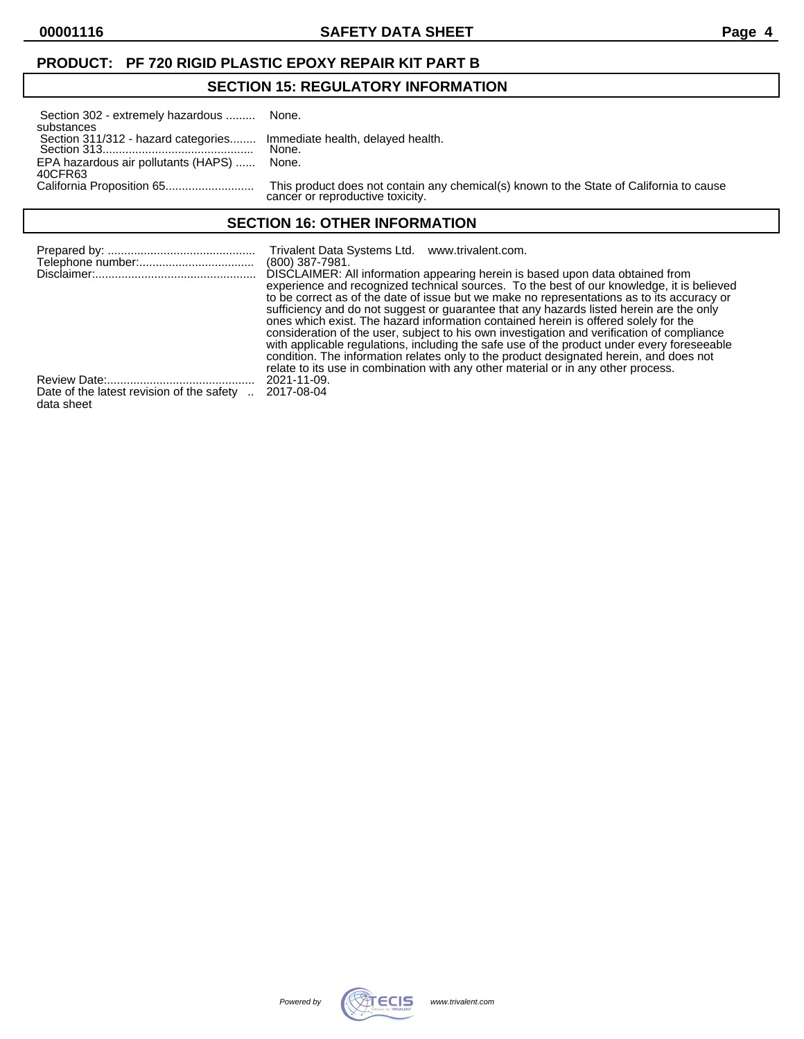**PRODUCT: PF 720 RIGID PLASTIC EPOXY REPAIR KIT PART B**

## SECTION 15: REGULATORY INFORMATION

| | |
|---|---|
| Section 302 - extremely hazardous substances | None. |
| Section 311/312 - hazard categories | Immediate health, delayed health. |
| Section 313 | None. |
| EPA hazardous air pollutants (HAPS) 40CFR63 | None. |
| California Proposition 65 | This product does not contain any chemical(s) known to the State of California to cause cancer or reproductive toxicity. |

## SECTION 16: OTHER INFORMATION

| | |
|---|---|
| Prepared by: | Trivalent Data Systems Ltd. www.trivalent.com. |
| Telephone number: | (800) 387-7981. |
| Disclaimer: | DISCLAIMER: All information appearing herein is based upon data obtained from experience and recognized technical sources. To the best of our knowledge, it is believed to be correct as of the date of issue but we make no representations as to its accuracy or sufficiency and do not suggest or guarantee that any hazards listed herein are the only ones which exist. The hazard information contained herein is offered solely for the consideration of the user, subject to his own investigation and verification of compliance with applicable regulations, including the safe use of the product under every foreseeable condition. The information relates only to the product designated herein, and does not relate to its use in combination with any other material or in any other process. |
| Review Date: | 2021-11-09. |
| Date of the latest revision of the safety data sheet | 2017-08-04 |